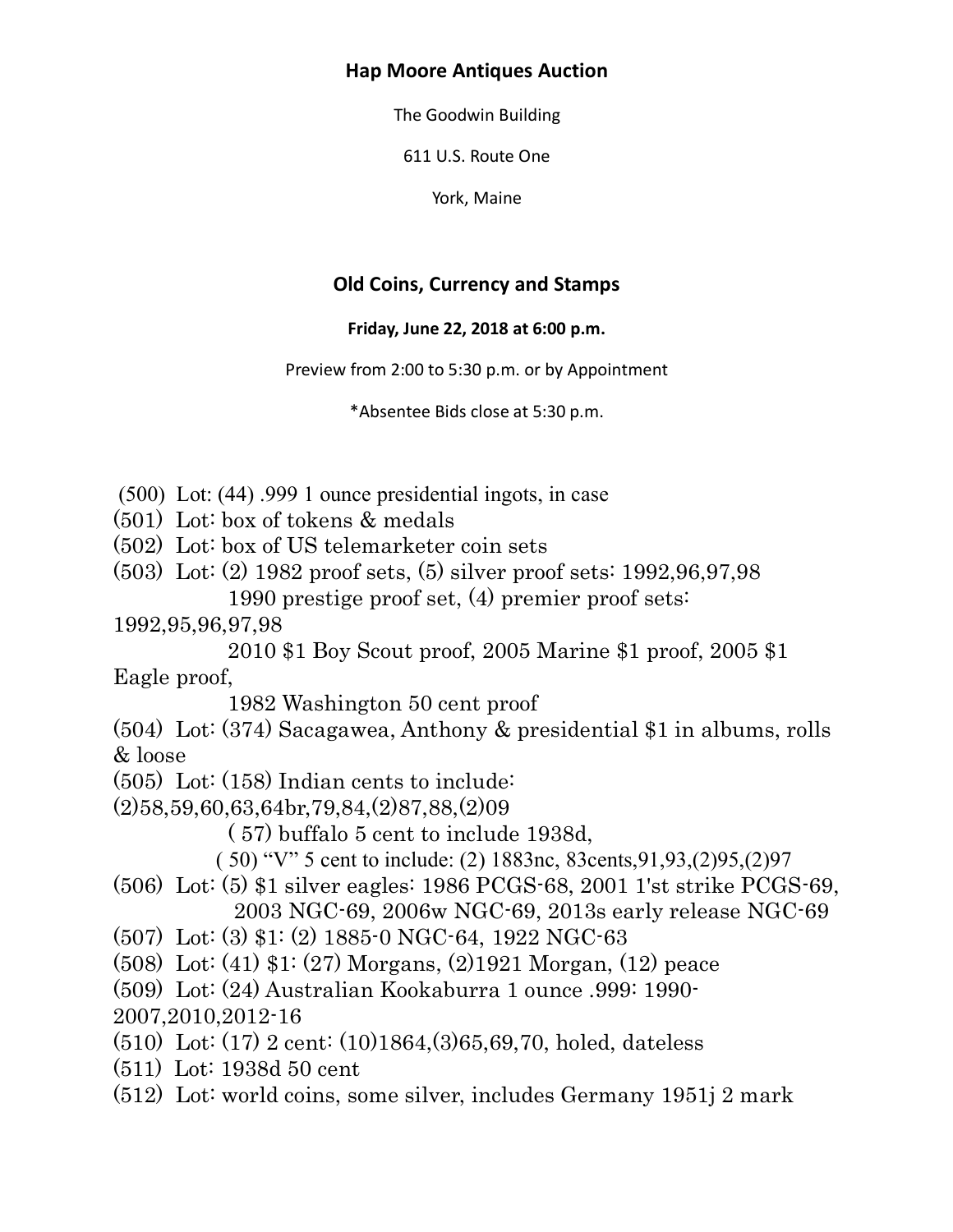**Hap Moore Antiques Auction**

The Goodwin Building

611 U.S. Route One

York, Maine

**Old Coins, Currency and Stamps**

**Friday, June 22, 2018 at 6:00 p.m.**

Preview from 2:00 to 5:30 p.m. or by Appointment

*Absentee Bids close at 5:30 p.m.

(500) Lot: (44) .999 1 ounce presidential ingots, in case

(501) Lot: box of tokens & medals

(502) Lot: box of US telemarketer coin sets

(503) Lot: (2) 1982 proof sets, (5) silver proof sets: 1992,96,97,98
1990 prestige proof set, (4) premier proof sets: 1992,95,96,97,98
2010 $1 Boy Scout proof, 2005 Marine $1 proof, 2005 $1 Eagle proof,
1982 Washington 50 cent proof

(504) Lot: (374) Sacagawea, Anthony & presidential $1 in albums, rolls & loose

(505) Lot: (158) Indian cents to include: (2)58,59,60,63,64br,79,84,(2)87,88,(2)09
( 57) buffalo 5 cent to include 1938d,
( 50) "V" 5 cent to include: (2) 1883nc, 83cents,91,93,(2)95,(2)97

(506) Lot: (5) $1 silver eagles: 1986 PCGS-68, 2001 1'st strike PCGS-69,
2003 NGC-69, 2006w NGC-69, 2013s early release NGC-69

(507) Lot: (3) $1: (2) 1885-0 NGC-64, 1922 NGC-63

(508) Lot: (41) $1: (27) Morgans, (2)1921 Morgan, (12) peace

(509) Lot: (24) Australian Kookaburra 1 ounce .999: 1990-2007,2010,2012-16

(510) Lot: (17) 2 cent: (10)1864,(3)65,69,70, holed, dateless

(511) Lot: 1938d 50 cent

(512) Lot: world coins, some silver, includes Germany 1951j 2 mark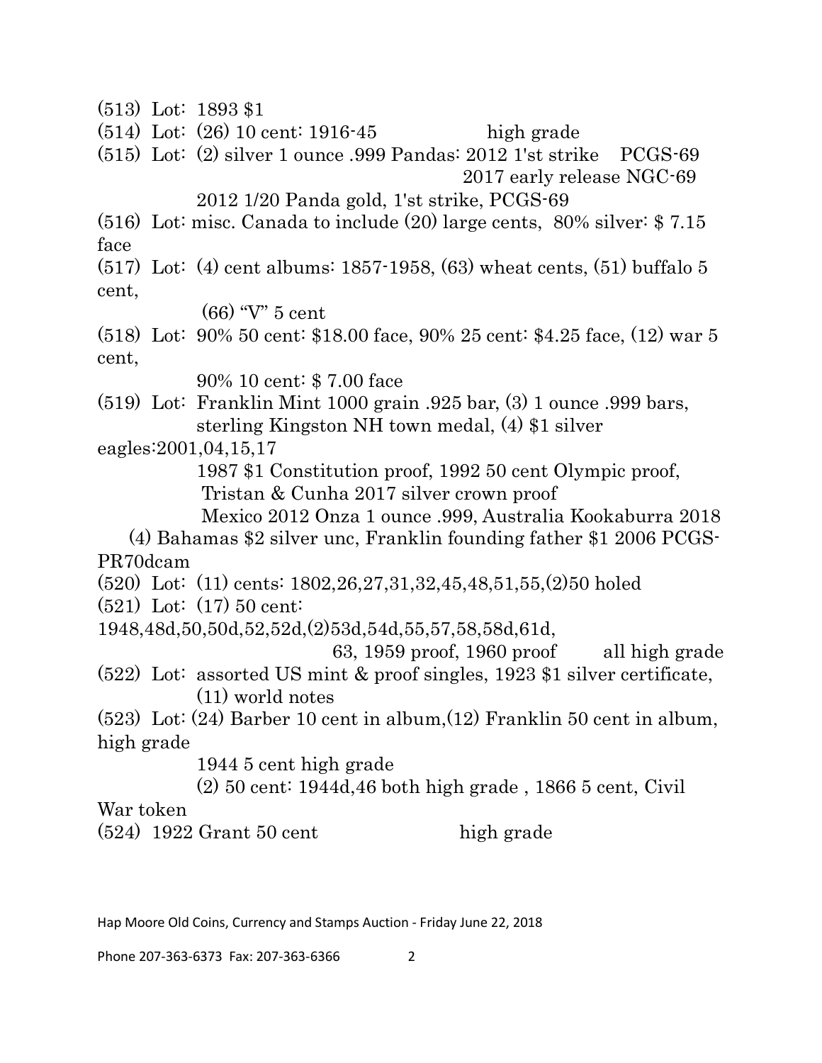(513) Lot: 1893 $1

(514) Lot: (26) 10 cent: 1916-45 high grade

(515) Lot: (2) silver 1 ounce .999 Pandas: 2012 1'st strike PCGS-69
2017 early release NGC-69
2012 1/20 Panda gold, 1'st strike, PCGS-69

(516) Lot: misc. Canada to include (20) large cents, 80% silver: $ 7.15 face

(517) Lot: (4) cent albums: 1857-1958, (63) wheat cents, (51) buffalo 5 cent,
(66) "V" 5 cent

(518) Lot: 90% 50 cent: $18.00 face, 90% 25 cent: $4.25 face, (12) war 5 cent,
90% 10 cent: $ 7.00 face

(519) Lot: Franklin Mint 1000 grain .925 bar, (3) 1 ounce .999 bars,
sterling Kingston NH town medal, (4) $1 silver eagles:2001,04,15,17
1987 $1 Constitution proof, 1992 50 cent Olympic proof,
Tristan & Cunha 2017 silver crown proof
Mexico 2012 Onza 1 ounce .999, Australia Kookaburra 2018
(4) Bahamas $2 silver unc, Franklin founding father $1 2006 PCGS-PR70dcam

(520) Lot: (11) cents: 1802,26,27,31,32,45,48,51,55,(2)50 holed

(521) Lot: (17) 50 cent: 1948,48d,50,50d,52,52d,(2)53d,54d,55,57,58,58d,61d,
63, 1959 proof, 1960 proof all high grade

(522) Lot: assorted US mint & proof singles, 1923 $1 silver certificate,
(11) world notes

(523) Lot: (24) Barber 10 cent in album,(12) Franklin 50 cent in album, high grade
1944 5 cent high grade
(2) 50 cent: 1944d,46 both high grade , 1866 5 cent, Civil War token

(524) 1922 Grant 50 cent high grade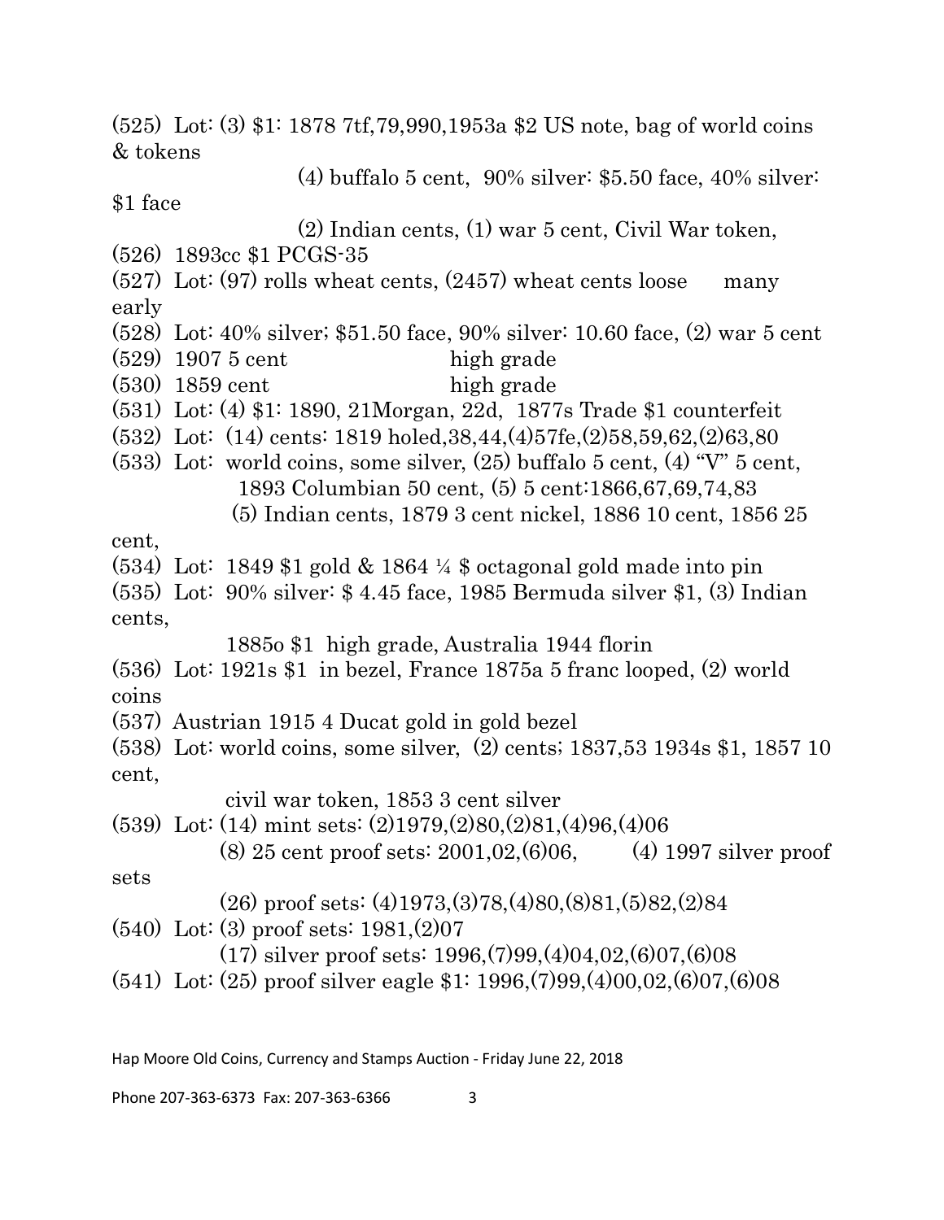(525) Lot: (3) $1: 1878 7tf,79,990,1953a $2 US note, bag of world coins & tokens

(4) buffalo 5 cent, 90% silver: $5.50 face, 40% silver: $1 face

(2) Indian cents, (1) war 5 cent, Civil War token,

(526) 1893cc $1 PCGS-35

(527) Lot: (97) rolls wheat cents, (2457) wheat cents loose many early

(528) Lot: 40% silver; $51.50 face, 90% silver: 10.60 face, (2) war 5 cent

(529) 1907 5 cent high grade

(530) 1859 cent high grade

(531) Lot: (4) $1: 1890, 21Morgan, 22d, 1877s Trade $1 counterfeit

(532) Lot: (14) cents: 1819 holed,38,44,(4)57fe,(2)58,59,62,(2)63,80

(533) Lot: world coins, some silver, (25) buffalo 5 cent, (4) "V" 5 cent, 1893 Columbian 50 cent, (5) 5 cent:1866,67,69,74,83

(5) Indian cents, 1879 3 cent nickel, 1886 10 cent, 1856 25 cent,

(534) Lot: 1849 $1 gold & 1864 ¼ $ octagonal gold made into pin

(535) Lot: 90% silver: $ 4.45 face, 1985 Bermuda silver $1, (3) Indian cents,

1885o $1 high grade, Australia 1944 florin

(536) Lot: 1921s $1 in bezel, France 1875a 5 franc looped, (2) world coins

(537) Austrian 1915 4 Ducat gold in gold bezel

(538) Lot: world coins, some silver, (2) cents; 1837,53 1934s $1, 1857 10 cent,

civil war token, 1853 3 cent silver

(539) Lot: (14) mint sets: (2)1979,(2)80,(2)81,(4)96,(4)06

(8) 25 cent proof sets: 2001,02,(6)06, (4) 1997 silver proof sets

(26) proof sets: (4)1973,(3)78,(4)80,(8)81,(5)82,(2)84

(540) Lot: (3) proof sets: 1981,(2)07

(17) silver proof sets: 1996,(7)99,(4)04,02,(6)07,(6)08

(541) Lot: (25) proof silver eagle $1: 1996,(7)99,(4)00,02,(6)07,(6)08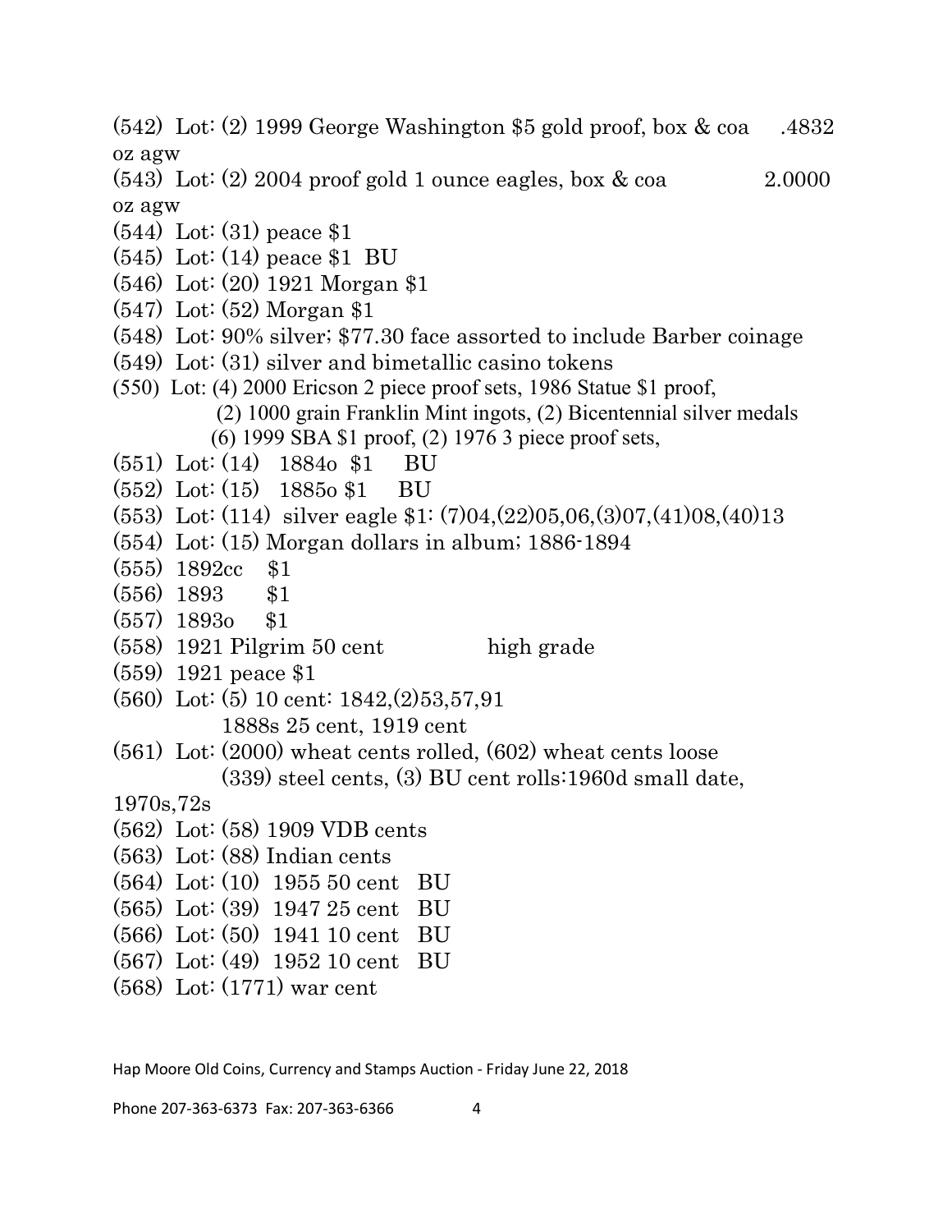(542) Lot: (2) 1999 George Washington $5 gold proof, box & coa .4832 oz agw

(543) Lot: (2) 2004 proof gold 1 ounce eagles, box & coa 2.0000 oz agw

(544) Lot: (31) peace $1

(545) Lot: (14) peace $1 BU

(546) Lot: (20) 1921 Morgan $1

(547) Lot: (52) Morgan $1

(548) Lot: 90% silver; $77.30 face assorted to include Barber coinage

(549) Lot: (31) silver and bimetallic casino tokens

(550) Lot: (4) 2000 Ericson 2 piece proof sets, 1986 Statue $1 proof,
(2) 1000 grain Franklin Mint ingots, (2) Bicentennial silver medals
(6) 1999 SBA $1 proof, (2) 1976 3 piece proof sets,

(551) Lot: (14) 1884o $1 BU

(552) Lot: (15) 1885o $1 BU

(553) Lot: (114) silver eagle $1: (7)04,(22)05,06,(3)07,(41)08,(40)13

(554) Lot: (15) Morgan dollars in album; 1886-1894

(555) 1892cc $1

(556) 1893 $1

(557) 1893o $1

(558) 1921 Pilgrim 50 cent high grade

(559) 1921 peace $1

(560) Lot: (5) 10 cent: 1842,(2)53,57,91
1888s 25 cent, 1919 cent

(561) Lot: (2000) wheat cents rolled, (602) wheat cents loose
(339) steel cents, (3) BU cent rolls:1960d small date, 1970s,72s

(562) Lot: (58) 1909 VDB cents

(563) Lot: (88) Indian cents

(564) Lot: (10) 1955 50 cent BU

(565) Lot: (39) 1947 25 cent BU

(566) Lot: (50) 1941 10 cent BU

(567) Lot: (49) 1952 10 cent BU

(568) Lot: (1771) war cent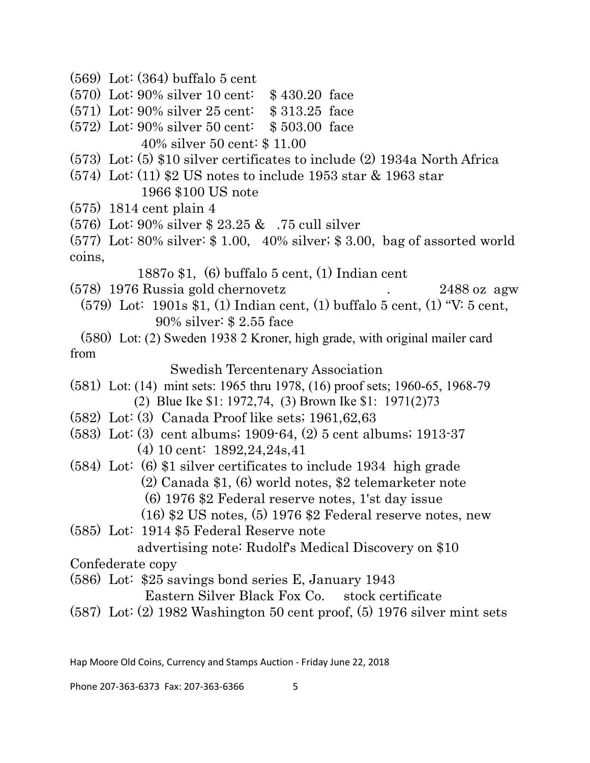(569) Lot: (364) buffalo 5 cent

(570) Lot: 90% silver 10 cent: $ 430.20 face

(571) Lot: 90% silver 25 cent: $ 313.25 face

(572) Lot: 90% silver 50 cent: $ 503.00 face
40% silver 50 cent: $ 11.00

(573) Lot: (5) $10 silver certificates to include (2) 1934a North Africa

(574) Lot: (11) $2 US notes to include 1953 star & 1963 star
1966 $100 US note

(575) 1814 cent plain 4

(576) Lot: 90% silver $ 23.25 & .75 cull silver

(577) Lot: 80% silver: $ 1.00, 40% silver; $ 3.00, bag of assorted world coins,
1887o $1, (6) buffalo 5 cent, (1) Indian cent

(578) 1976 Russia gold chernovetz . 2488 oz agw

(579) Lot: 1901s $1, (1) Indian cent, (1) buffalo 5 cent, (1) "V: 5 cent,
90% silver: $ 2.55 face

(580) Lot: (2) Sweden 1938 2 Kroner, high grade, with original mailer card from
Swedish Tercentenary Association

(581) Lot: (14) mint sets: 1965 thru 1978, (16) proof sets; 1960-65, 1968-79
(2) Blue Ike $1: 1972,74, (3) Brown Ike $1: 1971(2)73

(582) Lot: (3) Canada Proof like sets; 1961,62,63

(583) Lot: (3) cent albums; 1909-64, (2) 5 cent albums; 1913-37
(4) 10 cent: 1892,24,24s,41

(584) Lot: (6) $1 silver certificates to include 1934 high grade
(2) Canada $1, (6) world notes, $2 telemarketer note
(6) 1976 $2 Federal reserve notes, 1'st day issue
(16) $2 US notes, (5) 1976 $2 Federal reserve notes, new

(585) Lot: 1914 $5 Federal Reserve note
advertising note: Rudolf's Medical Discovery on $10 Confederate copy

(586) Lot: $25 savings bond series E, January 1943
Eastern Silver Black Fox Co. stock certificate

(587) Lot: (2) 1982 Washington 50 cent proof, (5) 1976 silver mint sets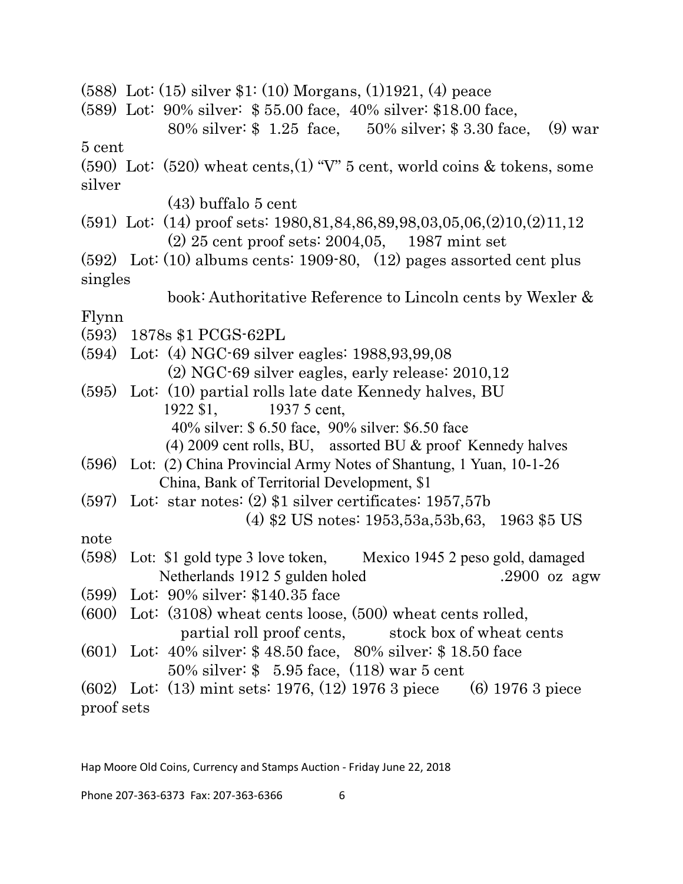(588) Lot: (15) silver $1: (10) Morgans, (1)1921, (4) peace

(589) Lot: 90% silver: $ 55.00 face, 40% silver: $18.00 face,
80% silver: $ 1.25 face, 50% silver; $ 3.30 face, (9) war 5 cent

(590) Lot: (520) wheat cents,(1) "V" 5 cent, world coins & tokens, some silver
(43) buffalo 5 cent

(591) Lot: (14) proof sets: 1980,81,84,86,89,98,03,05,06,(2)10,(2)11,12
(2) 25 cent proof sets: 2004,05, 1987 mint set

(592) Lot: (10) albums cents: 1909-80, (12) pages assorted cent plus singles
book: Authoritative Reference to Lincoln cents by Wexler & Flynn

(593) 1878s $1 PCGS-62PL

(594) Lot: (4) NGC-69 silver eagles: 1988,93,99,08
(2) NGC-69 silver eagles, early release: 2010,12

(595) Lot: (10) partial rolls late date Kennedy halves, BU
1922 $1, 1937 5 cent,
40% silver: $ 6.50 face, 90% silver: $6.50 face
(4) 2009 cent rolls, BU, assorted BU & proof Kennedy halves

(596) Lot: (2) China Provincial Army Notes of Shantung, 1 Yuan, 10-1-26
China, Bank of Territorial Development, $1

(597) Lot: star notes: (2) $1 silver certificates: 1957,57b
(4) $2 US notes: 1953,53a,53b,63, 1963 $5 US note

(598) Lot: $1 gold type 3 love token, Mexico 1945 2 peso gold, damaged
Netherlands 1912 5 gulden holed .2900 oz agw

(599) Lot: 90% silver: $140.35 face

(600) Lot: (3108) wheat cents loose, (500) wheat cents rolled,
partial roll proof cents, stock box of wheat cents

(601) Lot: 40% silver: $ 48.50 face, 80% silver: $ 18.50 face
50% silver: $ 5.95 face, (118) war 5 cent

(602) Lot: (13) mint sets: 1976, (12) 1976 3 piece (6) 1976 3 piece proof sets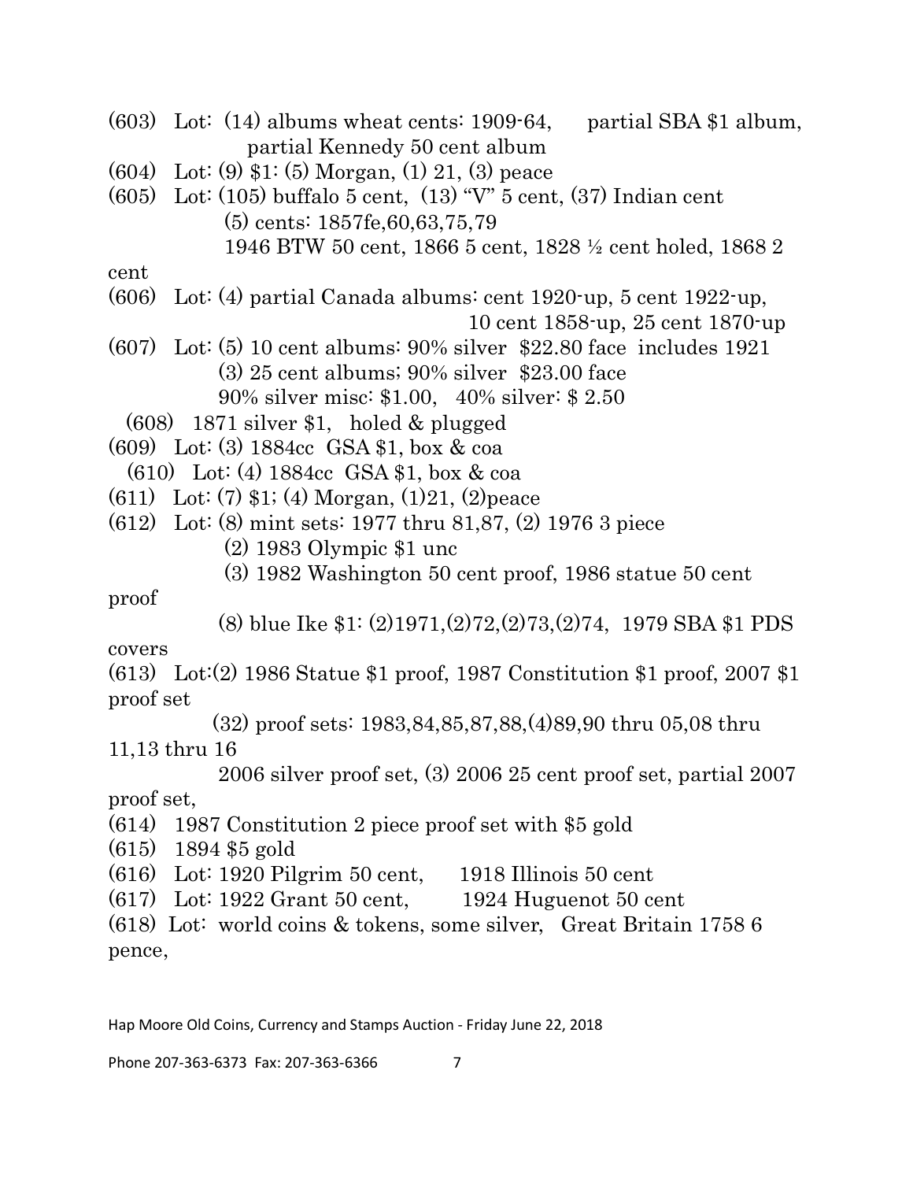(603) Lot: (14) albums wheat cents: 1909-64, partial SBA $1 album, partial Kennedy 50 cent album

(604) Lot: (9) $1: (5) Morgan, (1) 21, (3) peace

(605) Lot: (105) buffalo 5 cent, (13) "V" 5 cent, (37) Indian cent
(5) cents: 1857fe,60,63,75,79
1946 BTW 50 cent, 1866 5 cent, 1828 ½ cent holed, 1868 2 cent

(606) Lot: (4) partial Canada albums: cent 1920-up, 5 cent 1922-up, 10 cent 1858-up, 25 cent 1870-up

(607) Lot: (5) 10 cent albums: 90% silver $22.80 face includes 1921
(3) 25 cent albums; 90% silver $23.00 face
90% silver misc: $1.00, 40% silver: $ 2.50

(608) 1871 silver $1, holed & plugged

(609) Lot: (3) 1884cc GSA $1, box & coa

(610) Lot: (4) 1884cc GSA $1, box & coa

(611) Lot: (7) $1; (4) Morgan, (1)21, (2)peace

(612) Lot: (8) mint sets: 1977 thru 81,87, (2) 1976 3 piece
(2) 1983 Olympic $1 unc
(3) 1982 Washington 50 cent proof, 1986 statue 50 cent proof
(8) blue Ike $1: (2)1971,(2)72,(2)73,(2)74, 1979 SBA $1 PDS covers

(613) Lot:(2) 1986 Statue $1 proof, 1987 Constitution $1 proof, 2007 $1 proof set
(32) proof sets: 1983,84,85,87,88,(4)89,90 thru 05,08 thru 11,13 thru 16
2006 silver proof set, (3) 2006 25 cent proof set, partial 2007 proof set,

(614) 1987 Constitution 2 piece proof set with $5 gold

(615) 1894 $5 gold

(616) Lot: 1920 Pilgrim 50 cent, 1918 Illinois 50 cent

(617) Lot: 1922 Grant 50 cent, 1924 Huguenot 50 cent

(618) Lot: world coins & tokens, some silver, Great Britain 1758 6 pence,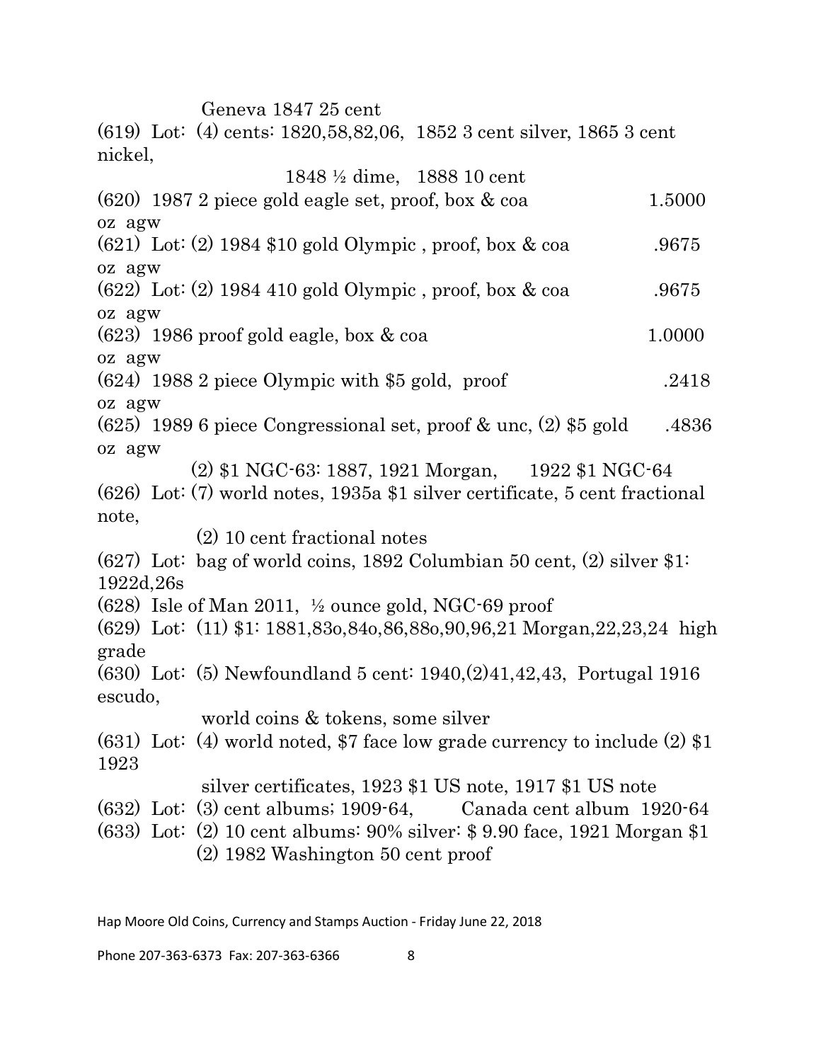Geneva 1847 25 cent

(619) Lot: (4) cents: 1820,58,82,06, 1852 3 cent silver, 1865 3 cent nickel,

1848 ½ dime, 1888 10 cent

(620) 1987 2 piece gold eagle set, proof, box & coa 1.5000 oz agw

(621) Lot: (2) 1984 $10 gold Olympic , proof, box & coa .9675 oz agw

(622) Lot: (2) 1984 410 gold Olympic , proof, box & coa .9675 oz agw

(623) 1986 proof gold eagle, box & coa 1.0000 oz agw

(624) 1988 2 piece Olympic with $5 gold, proof .2418 oz agw

(625) 1989 6 piece Congressional set, proof & unc, (2) $5 gold .4836 oz agw

(2) $1 NGC-63: 1887, 1921 Morgan, 1922 $1 NGC-64

(626) Lot: (7) world notes, 1935a $1 silver certificate, 5 cent fractional note,

(2) 10 cent fractional notes

(627) Lot: bag of world coins, 1892 Columbian 50 cent, (2) silver $1: 1922d,26s

(628) Isle of Man 2011, ½ ounce gold, NGC-69 proof

(629) Lot: (11) $1: 1881,83o,84o,86,88o,90,96,21 Morgan,22,23,24 high grade

(630) Lot: (5) Newfoundland 5 cent: 1940,(2)41,42,43, Portugal 1916 escudo,

world coins & tokens, some silver

(631) Lot: (4) world noted, $7 face low grade currency to include (2) $1 1923

silver certificates, 1923 $1 US note, 1917 $1 US note

(632) Lot: (3) cent albums; 1909-64, Canada cent album 1920-64

(633) Lot: (2) 10 cent albums: 90% silver: $ 9.90 face, 1921 Morgan $1

(2) 1982 Washington 50 cent proof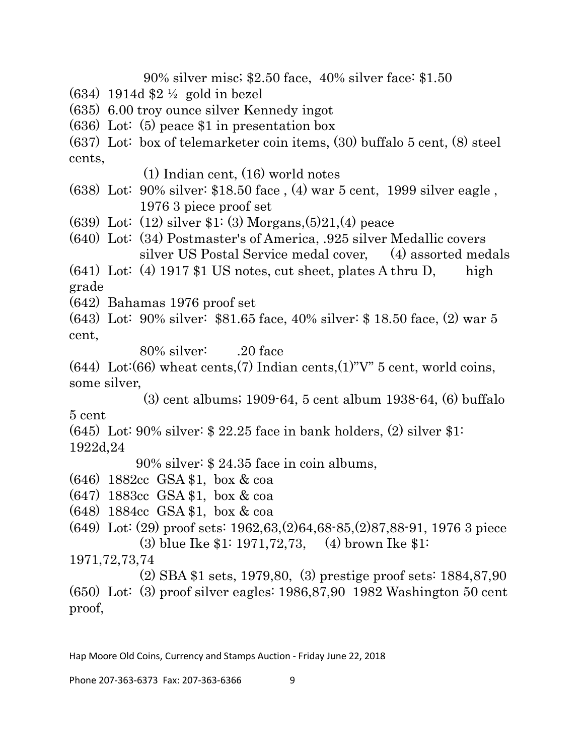90% silver misc; \$2.50 face, 40% silver face: \$1.50

(634) 1914d \$2 ½ gold in bezel

(635) 6.00 troy ounce silver Kennedy ingot

(636) Lot: (5) peace \$1 in presentation box

(637) Lot: box of telemarketer coin items, (30) buffalo 5 cent, (8) steel cents,
(1) Indian cent, (16) world notes

(638) Lot: 90% silver: \$18.50 face , (4) war 5 cent, 1999 silver eagle , 1976 3 piece proof set

(639) Lot: (12) silver \$1: (3) Morgans,(5)21,(4) peace

(640) Lot: (34) Postmaster's of America, .925 silver Medallic covers silver US Postal Service medal cover, (4) assorted medals

(641) Lot: (4) 1917 \$1 US notes, cut sheet, plates A thru D, high grade

(642) Bahamas 1976 proof set

(643) Lot: 90% silver: \$81.65 face, 40% silver: \$ 18.50 face, (2) war 5 cent,
80% silver: .20 face

(644) Lot:(66) wheat cents,(7) Indian cents,(1)"V" 5 cent, world coins, some silver,
(3) cent albums; 1909-64, 5 cent album 1938-64, (6) buffalo 5 cent

(645) Lot: 90% silver: \$ 22.25 face in bank holders, (2) silver \$1: 1922d,24
90% silver: \$ 24.35 face in coin albums,

(646) 1882cc GSA \$1, box & coa

(647) 1883cc GSA \$1, box & coa

(648) 1884cc GSA \$1, box & coa

(649) Lot: (29) proof sets: 1962,63,(2)64,68-85,(2)87,88-91, 1976 3 piece
(3) blue Ike \$1: 1971,72,73, (4) brown Ike \$1: 1971,72,73,74
(2) SBA \$1 sets, 1979,80, (3) prestige proof sets: 1884,87,90

(650) Lot: (3) proof silver eagles: 1986,87,90 1982 Washington 50 cent proof,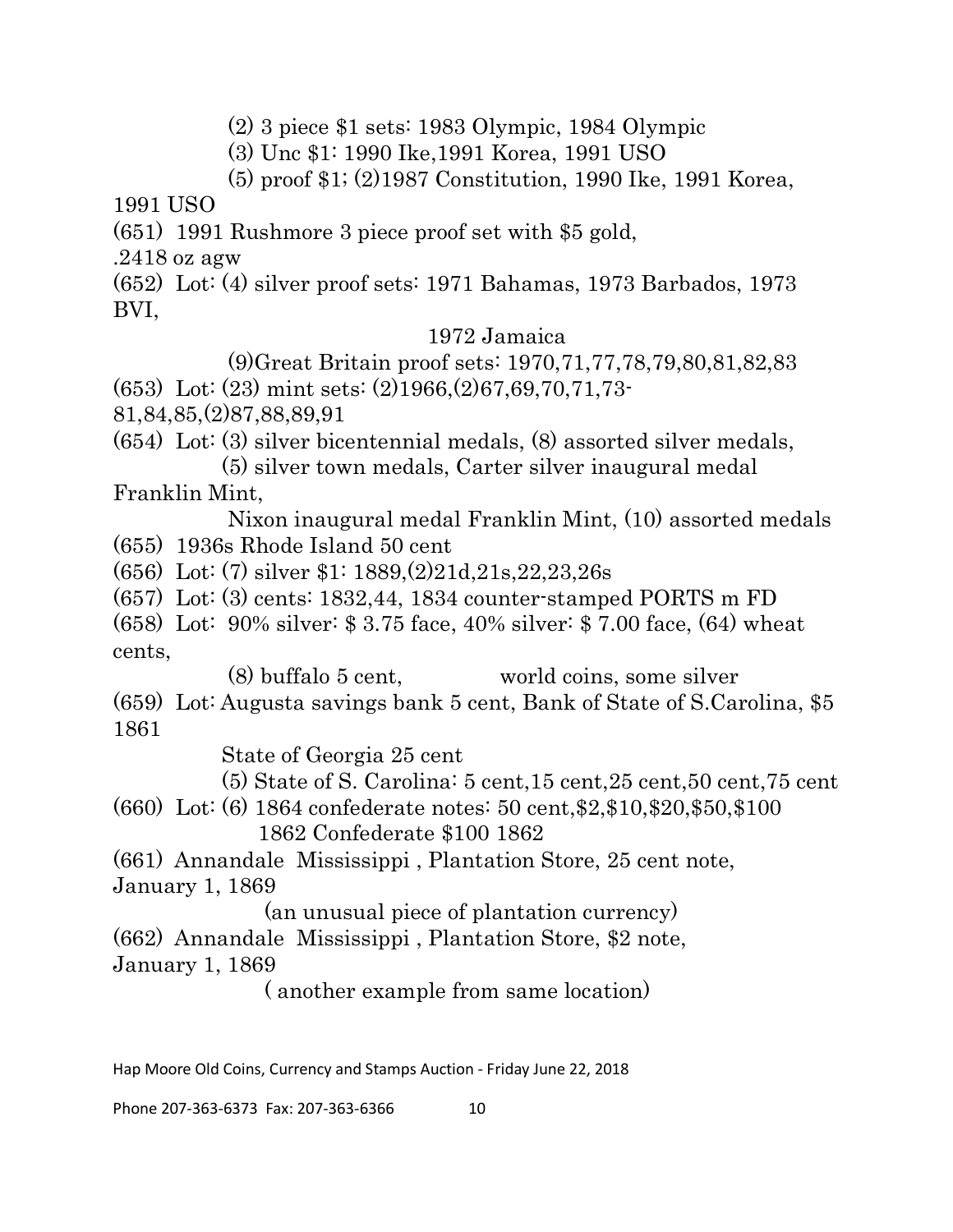(2) 3 piece $1 sets: 1983 Olympic, 1984 Olympic

(3) Unc $1: 1990 Ike,1991 Korea, 1991 USO

(5) proof $1; (2)1987 Constitution, 1990 Ike, 1991 Korea, 1991 USO

(651) 1991 Rushmore 3 piece proof set with $5 gold, .2418 oz agw

(652) Lot: (4) silver proof sets: 1971 Bahamas, 1973 Barbados, 1973 BVI,

1972 Jamaica

(9)Great Britain proof sets: 1970,71,77,78,79,80,81,82,83

(653) Lot: (23) mint sets: (2)1966,(2)67,69,70,71,73-81,84,85,(2)87,88,89,91

(654) Lot: (3) silver bicentennial medals, (8) assorted silver medals,

(5) silver town medals, Carter silver inaugural medal Franklin Mint,

Nixon inaugural medal Franklin Mint, (10) assorted medals

(655) 1936s Rhode Island 50 cent

(656) Lot: (7) silver $1: 1889,(2)21d,21s,22,23,26s

(657) Lot: (3) cents: 1832,44, 1834 counter-stamped PORTS m FD

(658) Lot: 90% silver: $ 3.75 face, 40% silver: $ 7.00 face, (64) wheat cents,

(8) buffalo 5 cent, world coins, some silver

(659) Lot: Augusta savings bank 5 cent, Bank of State of S.Carolina, $5 1861

State of Georgia 25 cent

(5) State of S. Carolina: 5 cent,15 cent,25 cent,50 cent,75 cent

(660) Lot: (6) 1864 confederate notes: 50 cent,$2,$10,$20,$50,$100

1862 Confederate $100 1862

(661) Annandale Mississippi , Plantation Store, 25 cent note, January 1, 1869

(an unusual piece of plantation currency)

(662) Annandale Mississippi , Plantation Store, $2 note, January 1, 1869

( another example from same location)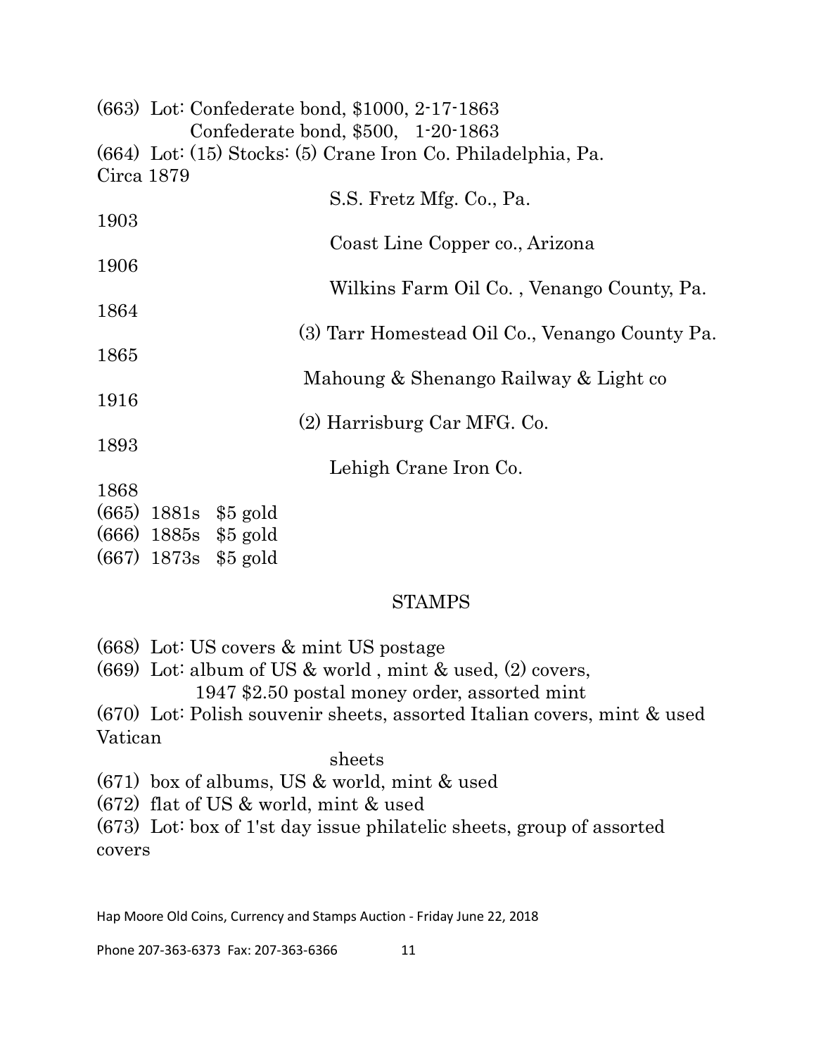(663) Lot: Confederate bond, $1000, 2-17-1863
Confederate bond, $500, 1-20-1863

(664) Lot: (15) Stocks: (5) Crane Iron Co. Philadelphia, Pa. Circa 1879
S.S. Fretz Mfg. Co., Pa. 1903
Coast Line Copper co., Arizona 1906
Wilkins Farm Oil Co. , Venango County, Pa. 1864
(3) Tarr Homestead Oil Co., Venango County Pa. 1865
Mahoung & Shenango Railway & Light co 1916
(2) Harrisburg Car MFG. Co. 1893
Lehigh Crane Iron Co. 1868

(665) 1881s $5 gold
(666) 1885s $5 gold
(667) 1873s $5 gold

## STAMPS

(668) Lot: US covers & mint US postage

(669) Lot: album of US & world , mint & used, (2) covers,
1947 $2.50 postal money order, assorted mint

(670) Lot: Polish souvenir sheets, assorted Italian covers, mint & used Vatican sheets

(671) box of albums, US & world, mint & used

(672) flat of US & world, mint & used

(673) Lot: box of 1'st day issue philatelic sheets, group of assorted covers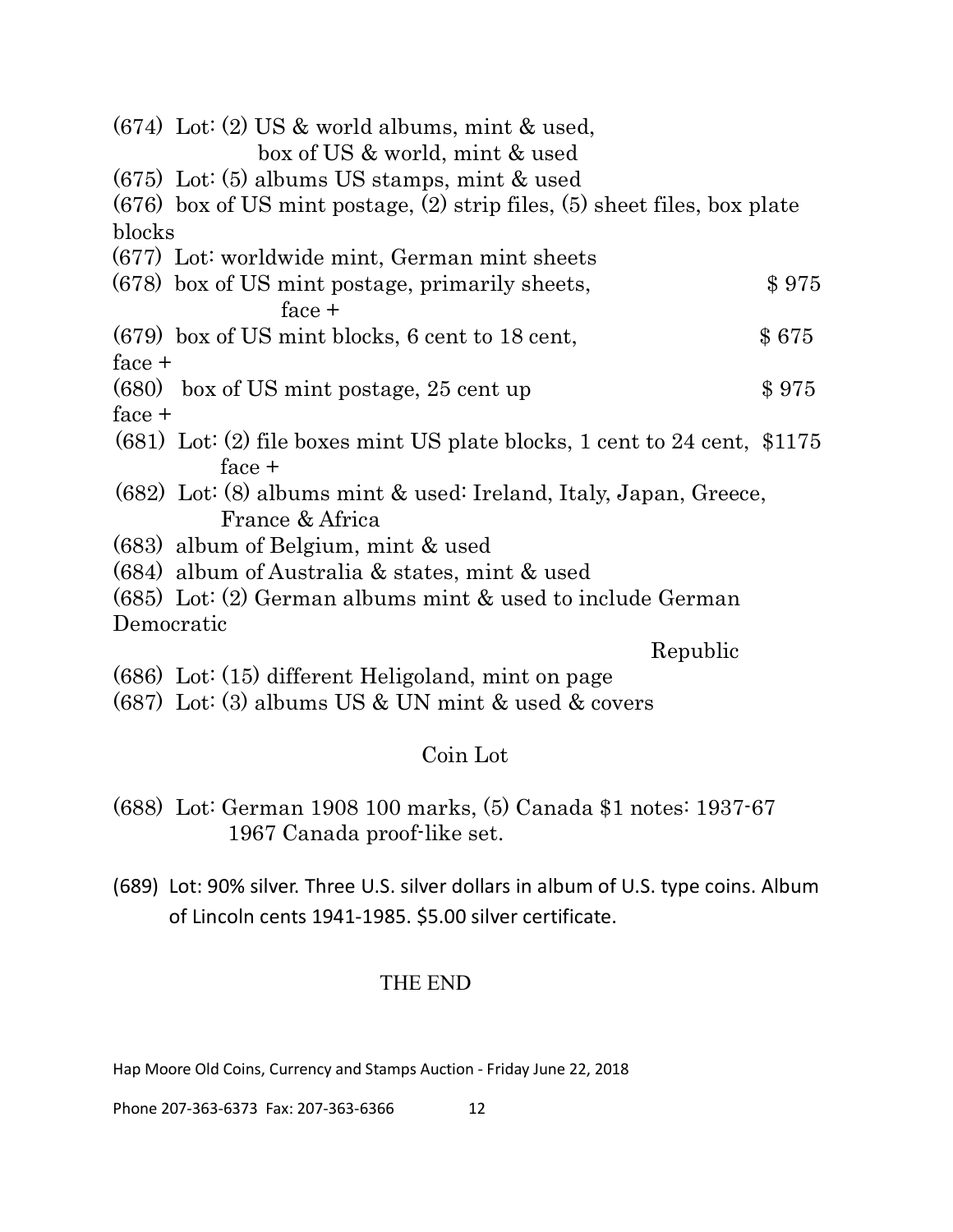(674) Lot: (2) US & world albums, mint & used, box of US & world, mint & used

(675) Lot: (5) albums US stamps, mint & used

(676) box of US mint postage, (2) strip files, (5) sheet files, box plate blocks

(677) Lot: worldwide mint, German mint sheets

(678) box of US mint postage, primarily sheets, face + $ 975

(679) box of US mint blocks, 6 cent to 18 cent, face + $ 675

(680) box of US mint postage, 25 cent up face + $ 975

(681) Lot: (2) file boxes mint US plate blocks, 1 cent to 24 cent, face + $1175

(682) Lot: (8) albums mint & used: Ireland, Italy, Japan, Greece, France & Africa

(683) album of Belgium, mint & used

(684) album of Australia & states, mint & used

(685) Lot: (2) German albums mint & used to include German Democratic Republic

(686) Lot: (15) different Heligoland, mint on page

(687) Lot: (3) albums US & UN mint & used & covers

## Coin Lot

(688) Lot: German 1908 100 marks, (5) Canada $1 notes: 1937-67 1967 Canada proof-like set.

(689) Lot: 90% silver. Three U.S. silver dollars in album of U.S. type coins. Album of Lincoln cents 1941-1985. $5.00 silver certificate.

THE END